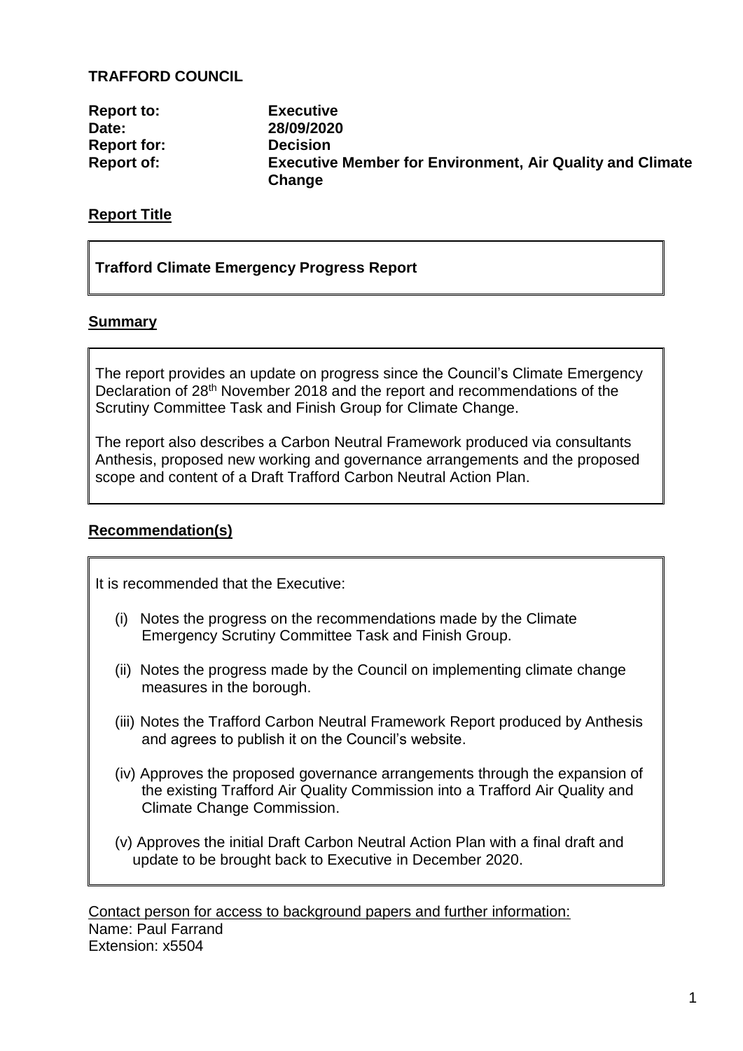**TRAFFORD COUNCIL**

| | |
|---|---|
| **Report to:** | **Executive** |
| **Date:** | **28/09/2020** |
| **Report for:** | **Decision** |
| **Report of:** | **Executive Member for Environment, Air Quality and Climate Change** |

**Report Title**

**Trafford Climate Emergency Progress Report**

**Summary**

The report provides an update on progress since the Council's Climate Emergency Declaration of 28th November 2018 and the report and recommendations of the Scrutiny Committee Task and Finish Group for Climate Change.

The report also describes a Carbon Neutral Framework produced via consultants Anthesis, proposed new working and governance arrangements and the proposed scope and content of a Draft Trafford Carbon Neutral Action Plan.

**Recommendation(s)**

It is recommended that the Executive:

(i) Notes the progress on the recommendations made by the Climate Emergency Scrutiny Committee Task and Finish Group.

(ii) Notes the progress made by the Council on implementing climate change measures in the borough.

(iii) Notes the Trafford Carbon Neutral Framework Report produced by Anthesis and agrees to publish it on the Council's website.

(iv) Approves the proposed governance arrangements through the expansion of the existing Trafford Air Quality Commission into a Trafford Air Quality and Climate Change Commission.

(v) Approves the initial Draft Carbon Neutral Action Plan with a final draft and update to be brought back to Executive in December 2020.

Contact person for access to background papers and further information:
Name: Paul Farrand
Extension: x5504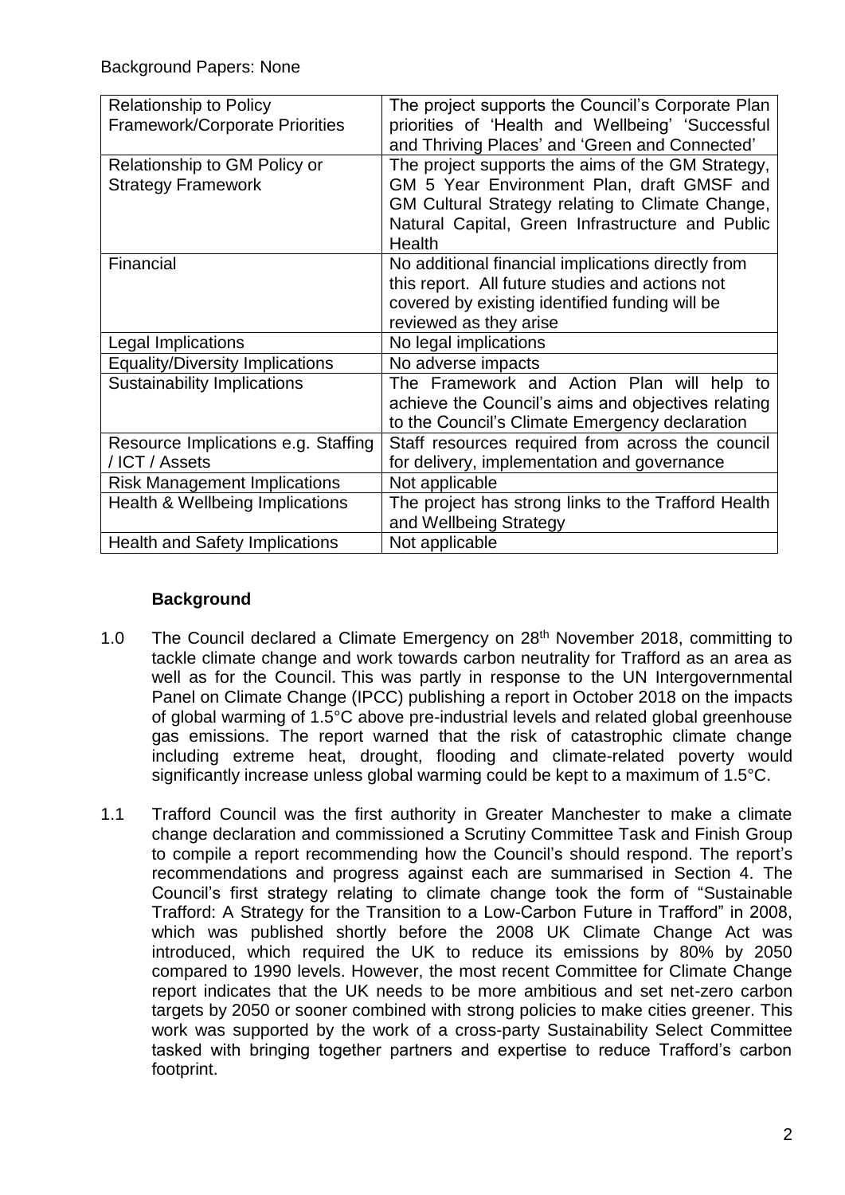Background Papers: None

| Relationship to Policy Framework/Corporate Priorities | The project supports the Council's Corporate Plan priorities of 'Health and Wellbeing' 'Successful and Thriving Places' and 'Green and Connected' |
|---|---|
| Relationship to GM Policy or Strategy Framework | The project supports the aims of the GM Strategy, GM 5 Year Environment Plan, draft GMSF and GM Cultural Strategy relating to Climate Change, Natural Capital, Green Infrastructure and Public Health |
| Financial | No additional financial implications directly from this report. All future studies and actions not covered by existing identified funding will be reviewed as they arise |
| Legal Implications | No legal implications |
| Equality/Diversity Implications | No adverse impacts |
| Sustainability Implications | The Framework and Action Plan will help to achieve the Council's aims and objectives relating to the Council's Climate Emergency declaration |
| Resource Implications e.g. Staffing / ICT / Assets | Staff resources required from across the council for delivery, implementation and governance |
| Risk Management Implications | Not applicable |
| Health & Wellbeing Implications | The project has strong links to the Trafford Health and Wellbeing Strategy |
| Health and Safety Implications | Not applicable |

## Background

1.0 The Council declared a Climate Emergency on 28th November 2018, committing to tackle climate change and work towards carbon neutrality for Trafford as an area as well as for the Council. This was partly in response to the UN Intergovernmental Panel on Climate Change (IPCC) publishing a report in October 2018 on the impacts of global warming of 1.5°C above pre-industrial levels and related global greenhouse gas emissions. The report warned that the risk of catastrophic climate change including extreme heat, drought, flooding and climate-related poverty would significantly increase unless global warming could be kept to a maximum of 1.5°C.

1.1 Trafford Council was the first authority in Greater Manchester to make a climate change declaration and commissioned a Scrutiny Committee Task and Finish Group to compile a report recommending how the Council's should respond. The report's recommendations and progress against each are summarised in Section 4. The Council's first strategy relating to climate change took the form of "Sustainable Trafford: A Strategy for the Transition to a Low-Carbon Future in Trafford" in 2008, which was published shortly before the 2008 UK Climate Change Act was introduced, which required the UK to reduce its emissions by 80% by 2050 compared to 1990 levels. However, the most recent Committee for Climate Change report indicates that the UK needs to be more ambitious and set net-zero carbon targets by 2050 or sooner combined with strong policies to make cities greener. This work was supported by the work of a cross-party Sustainability Select Committee tasked with bringing together partners and expertise to reduce Trafford's carbon footprint.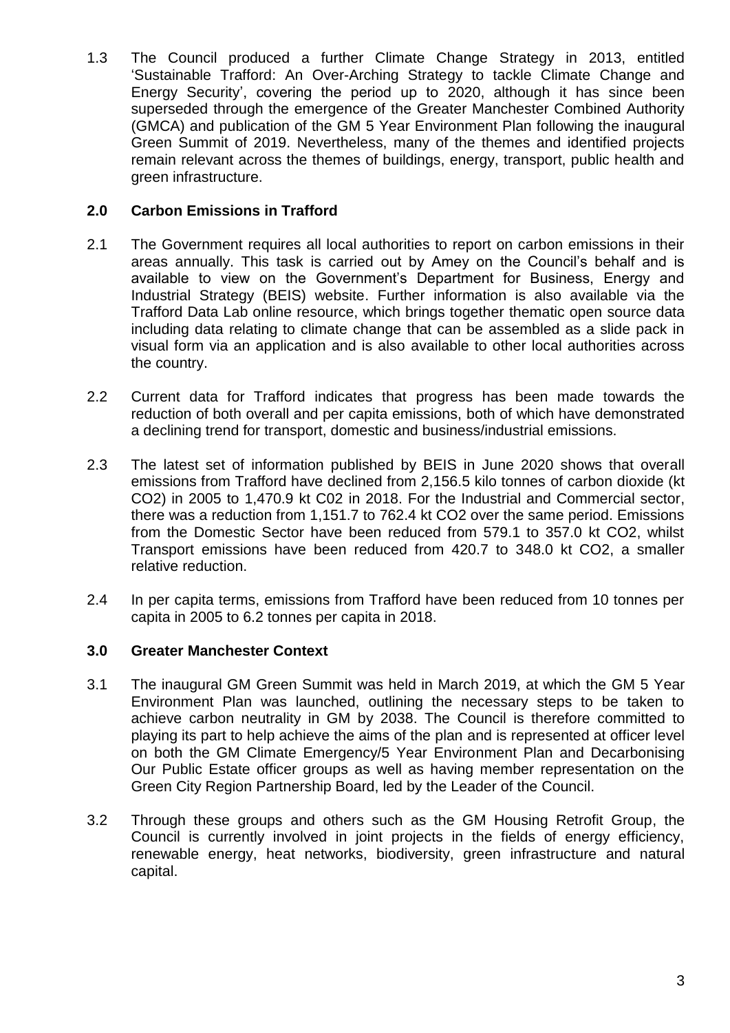1.3 The Council produced a further Climate Change Strategy in 2013, entitled 'Sustainable Trafford: An Over-Arching Strategy to tackle Climate Change and Energy Security', covering the period up to 2020, although it has since been superseded through the emergence of the Greater Manchester Combined Authority (GMCA) and publication of the GM 5 Year Environment Plan following the inaugural Green Summit of 2019. Nevertheless, many of the themes and identified projects remain relevant across the themes of buildings, energy, transport, public health and green infrastructure.

## 2.0 Carbon Emissions in Trafford

2.1 The Government requires all local authorities to report on carbon emissions in their areas annually. This task is carried out by Amey on the Council's behalf and is available to view on the Government's Department for Business, Energy and Industrial Strategy (BEIS) website. Further information is also available via the Trafford Data Lab online resource, which brings together thematic open source data including data relating to climate change that can be assembled as a slide pack in visual form via an application and is also available to other local authorities across the country.

2.2 Current data for Trafford indicates that progress has been made towards the reduction of both overall and per capita emissions, both of which have demonstrated a declining trend for transport, domestic and business/industrial emissions.

2.3 The latest set of information published by BEIS in June 2020 shows that overall emissions from Trafford have declined from 2,156.5 kilo tonnes of carbon dioxide (kt $CO_2$) in 2005 to 1,470.9 kt C02 in 2018. For the Industrial and Commercial sector, there was a reduction from 1,151.7 to 762.4 kt $CO_2$ over the same period. Emissions from the Domestic Sector have been reduced from 579.1 to 357.0 kt $CO_2$, whilst Transport emissions have been reduced from 420.7 to 348.0 kt $CO_2$, a smaller relative reduction.

2.4 In per capita terms, emissions from Trafford have been reduced from 10 tonnes per capita in 2005 to 6.2 tonnes per capita in 2018.

## 3.0 Greater Manchester Context

3.1 The inaugural GM Green Summit was held in March 2019, at which the GM 5 Year Environment Plan was launched, outlining the necessary steps to be taken to achieve carbon neutrality in GM by 2038. The Council is therefore committed to playing its part to help achieve the aims of the plan and is represented at officer level on both the GM Climate Emergency/5 Year Environment Plan and Decarbonising Our Public Estate officer groups as well as having member representation on the Green City Region Partnership Board, led by the Leader of the Council.

3.2 Through these groups and others such as the GM Housing Retrofit Group, the Council is currently involved in joint projects in the fields of energy efficiency, renewable energy, heat networks, biodiversity, green infrastructure and natural capital.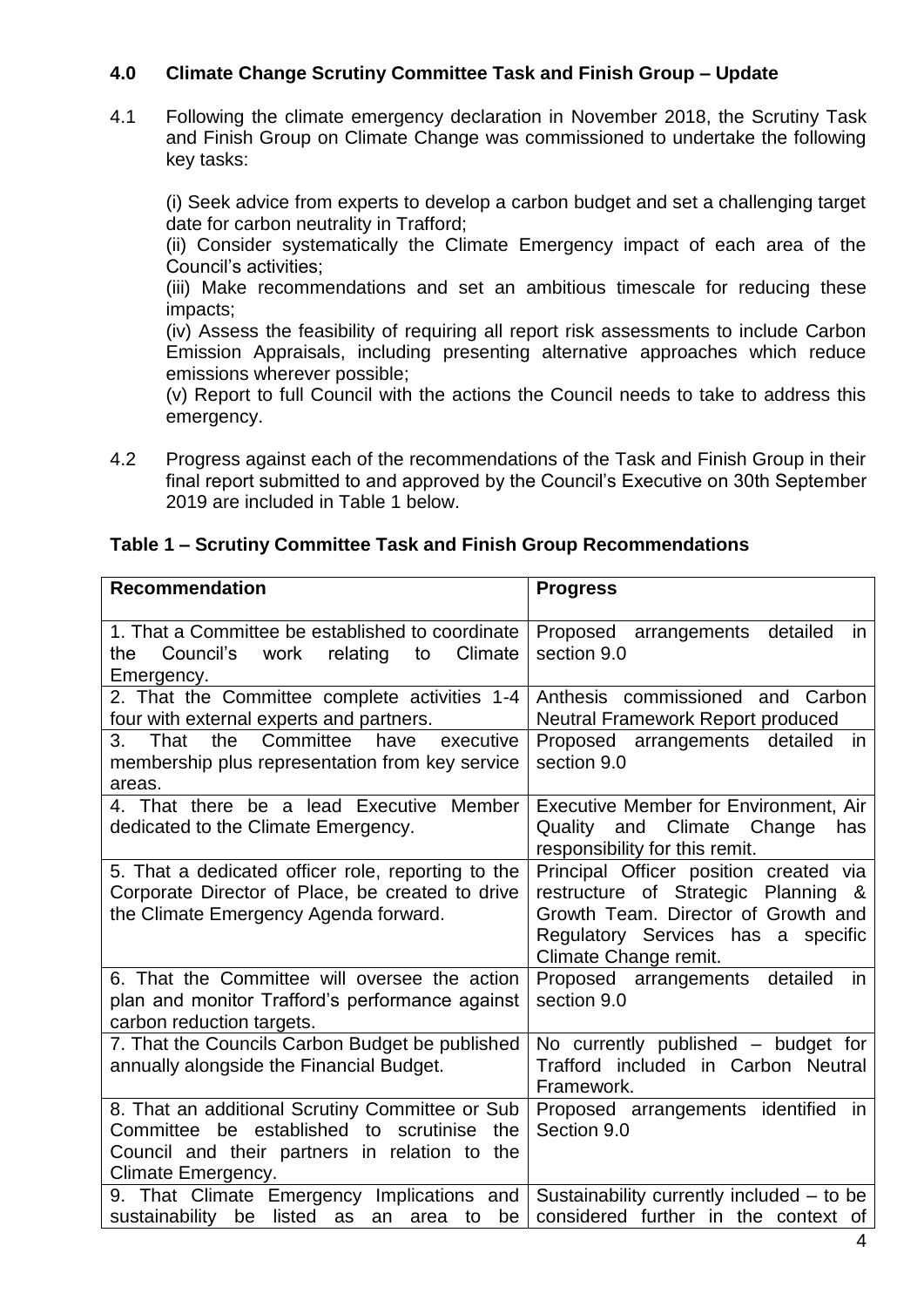## 4.0 Climate Change Scrutiny Committee Task and Finish Group – Update

4.1 Following the climate emergency declaration in November 2018, the Scrutiny Task and Finish Group on Climate Change was commissioned to undertake the following key tasks:

(i) Seek advice from experts to develop a carbon budget and set a challenging target date for carbon neutrality in Trafford;
(ii) Consider systematically the Climate Emergency impact of each area of the Council's activities;
(iii) Make recommendations and set an ambitious timescale for reducing these impacts;
(iv) Assess the feasibility of requiring all report risk assessments to include Carbon Emission Appraisals, including presenting alternative approaches which reduce emissions wherever possible;
(v) Report to full Council with the actions the Council needs to take to address this emergency.

4.2 Progress against each of the recommendations of the Task and Finish Group in their final report submitted to and approved by the Council's Executive on 30th September 2019 are included in Table 1 below.

**Table 1 – Scrutiny Committee Task and Finish Group Recommendations**

| Recommendation | Progress |
|---|---|
| 1. That a Committee be established to coordinate the Council's work relating to Climate Emergency. | Proposed arrangements detailed in section 9.0 |
| 2. That the Committee complete activities 1-4 four with external experts and partners. | Anthesis commissioned and Carbon Neutral Framework Report produced |
| 3. That the Committee have executive membership plus representation from key service areas. | Proposed arrangements detailed in section 9.0 |
| 4. That there be a lead Executive Member dedicated to the Climate Emergency. | Executive Member for Environment, Air Quality and Climate Change has responsibility for this remit. |
| 5. That a dedicated officer role, reporting to the Corporate Director of Place, be created to drive the Climate Emergency Agenda forward. | Principal Officer position created via restructure of Strategic Planning & Growth Team. Director of Growth and Regulatory Services has a specific Climate Change remit. |
| 6. That the Committee will oversee the action plan and monitor Trafford's performance against carbon reduction targets. | Proposed arrangements detailed in section 9.0 |
| 7. That the Councils Carbon Budget be published annually alongside the Financial Budget. | No currently published – budget for Trafford included in Carbon Neutral Framework. |
| 8. That an additional Scrutiny Committee or Sub Committee be established to scrutinise the Council and their partners in relation to the Climate Emergency. | Proposed arrangements identified in Section 9.0 |
| 9. That Climate Emergency Implications and sustainability be listed as an area to be | Sustainability currently included – to be considered further in the context of |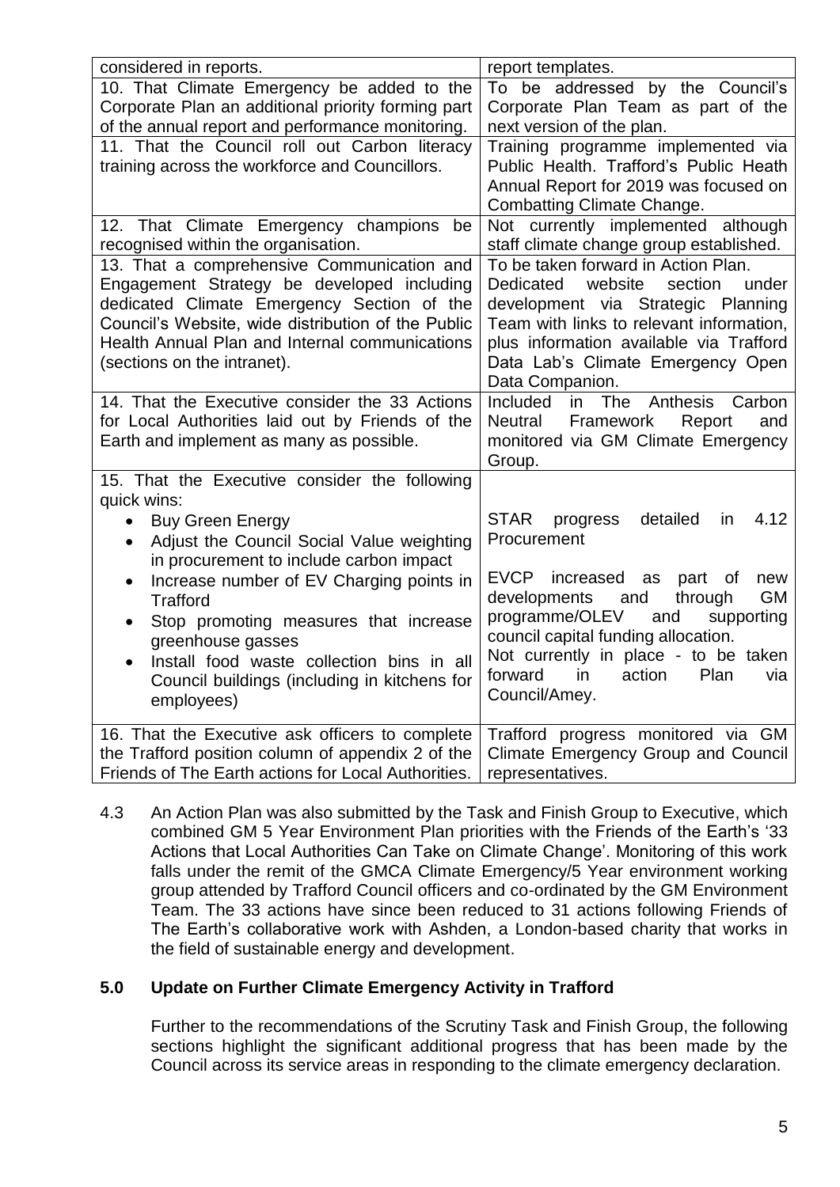| considered in reports. | report templates. |
|---|---|
| 10. That Climate Emergency be added to the Corporate Plan an additional priority forming part of the annual report and performance monitoring. | To be addressed by the Council's Corporate Plan Team as part of the next version of the plan. |
| 11. That the Council roll out Carbon literacy training across the workforce and Councillors. | Training programme implemented via Public Health. Trafford's Public Heath Annual Report for 2019 was focused on Combatting Climate Change. |
| 12. That Climate Emergency champions be recognised within the organisation. | Not currently implemented although staff climate change group established. |
| 13. That a comprehensive Communication and Engagement Strategy be developed including dedicated Climate Emergency Section of the Council's Website, wide distribution of the Public Health Annual Plan and Internal communications (sections on the intranet). | To be taken forward in Action Plan. Dedicated website section under development via Strategic Planning Team with links to relevant information, plus information available via Trafford Data Lab's Climate Emergency Open Data Companion. |
| 14. That the Executive consider the 33 Actions for Local Authorities laid out by Friends of the Earth and implement as many as possible. | Included in The Anthesis Carbon Neutral Framework Report and monitored via GM Climate Emergency Group. |
| 15. That the Executive consider the following quick wins:<br>• Buy Green Energy<br>• Adjust the Council Social Value weighting in procurement to include carbon impact<br>• Increase number of EV Charging points in Trafford<br>• Stop promoting measures that increase greenhouse gasses<br>• Install food waste collection bins in all Council buildings (including in kitchens for employees) | STAR progress detailed in 4.12 Procurement<br><br>EVCP increased as part of new developments and through GM programme/OLEV and supporting council capital funding allocation.<br>Not currently in place - to be taken forward in action Plan via Council/Amey. |
| 16. That the Executive ask officers to complete the Trafford position column of appendix 2 of the Friends of The Earth actions for Local Authorities. | Trafford progress monitored via GM Climate Emergency Group and Council representatives. |

4.3 An Action Plan was also submitted by the Task and Finish Group to Executive, which combined GM 5 Year Environment Plan priorities with the Friends of the Earth's '33 Actions that Local Authorities Can Take on Climate Change'. Monitoring of this work falls under the remit of the GMCA Climate Emergency/5 Year environment working group attended by Trafford Council officers and co-ordinated by the GM Environment Team. The 33 actions have since been reduced to 31 actions following Friends of The Earth's collaborative work with Ashden, a London-based charity that works in the field of sustainable energy and development.

## 5.0 Update on Further Climate Emergency Activity in Trafford

Further to the recommendations of the Scrutiny Task and Finish Group, the following sections highlight the significant additional progress that has been made by the Council across its service areas in responding to the climate emergency declaration.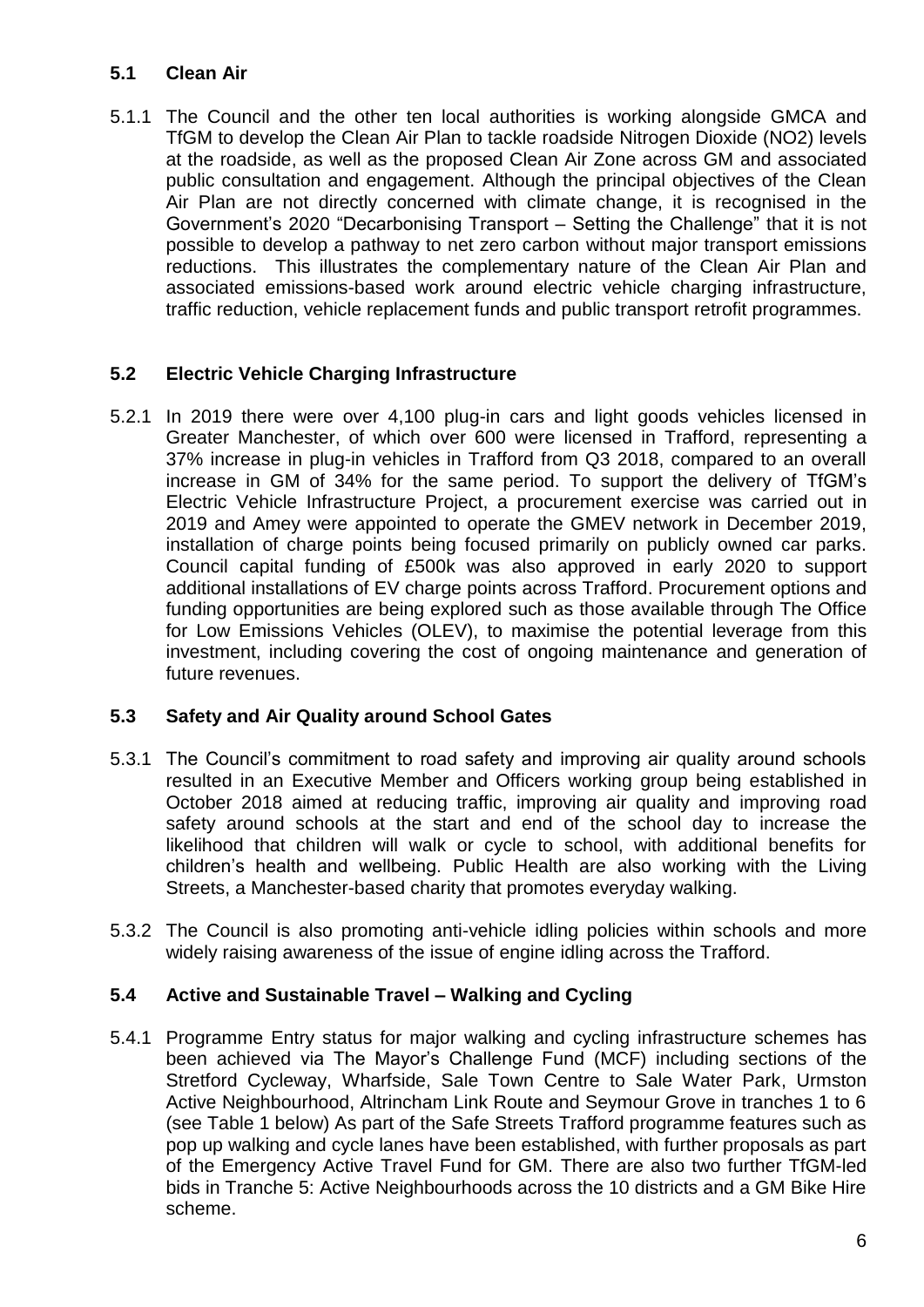### 5.1 Clean Air

5.1.1 The Council and the other ten local authorities is working alongside GMCA and TfGM to develop the Clean Air Plan to tackle roadside Nitrogen Dioxide ($NO_2$) levels at the roadside, as well as the proposed Clean Air Zone across GM and associated public consultation and engagement. Although the principal objectives of the Clean Air Plan are not directly concerned with climate change, it is recognised in the Government's 2020 "Decarbonising Transport – Setting the Challenge" that it is not possible to develop a pathway to net zero carbon without major transport emissions reductions. This illustrates the complementary nature of the Clean Air Plan and associated emissions-based work around electric vehicle charging infrastructure, traffic reduction, vehicle replacement funds and public transport retrofit programmes.

### 5.2 Electric Vehicle Charging Infrastructure

5.2.1 In 2019 there were over 4,100 plug-in cars and light goods vehicles licensed in Greater Manchester, of which over 600 were licensed in Trafford, representing a 37% increase in plug-in vehicles in Trafford from Q3 2018, compared to an overall increase in GM of 34% for the same period. To support the delivery of TfGM's Electric Vehicle Infrastructure Project, a procurement exercise was carried out in 2019 and Amey were appointed to operate the GMEV network in December 2019, installation of charge points being focused primarily on publicly owned car parks. Council capital funding of £500k was also approved in early 2020 to support additional installations of EV charge points across Trafford. Procurement options and funding opportunities are being explored such as those available through The Office for Low Emissions Vehicles (OLEV), to maximise the potential leverage from this investment, including covering the cost of ongoing maintenance and generation of future revenues.

### 5.3 Safety and Air Quality around School Gates

5.3.1 The Council's commitment to road safety and improving air quality around schools resulted in an Executive Member and Officers working group being established in October 2018 aimed at reducing traffic, improving air quality and improving road safety around schools at the start and end of the school day to increase the likelihood that children will walk or cycle to school, with additional benefits for children's health and wellbeing. Public Health are also working with the Living Streets, a Manchester-based charity that promotes everyday walking.

5.3.2 The Council is also promoting anti-vehicle idling policies within schools and more widely raising awareness of the issue of engine idling across the Trafford.

### 5.4 Active and Sustainable Travel – Walking and Cycling

5.4.1 Programme Entry status for major walking and cycling infrastructure schemes has been achieved via The Mayor's Challenge Fund (MCF) including sections of the Stretford Cycleway, Wharfside, Sale Town Centre to Sale Water Park, Urmston Active Neighbourhood, Altrincham Link Route and Seymour Grove in tranches 1 to 6 (see Table 1 below) As part of the Safe Streets Trafford programme features such as pop up walking and cycle lanes have been established, with further proposals as part of the Emergency Active Travel Fund for GM. There are also two further TfGM-led bids in Tranche 5: Active Neighbourhoods across the 10 districts and a GM Bike Hire scheme.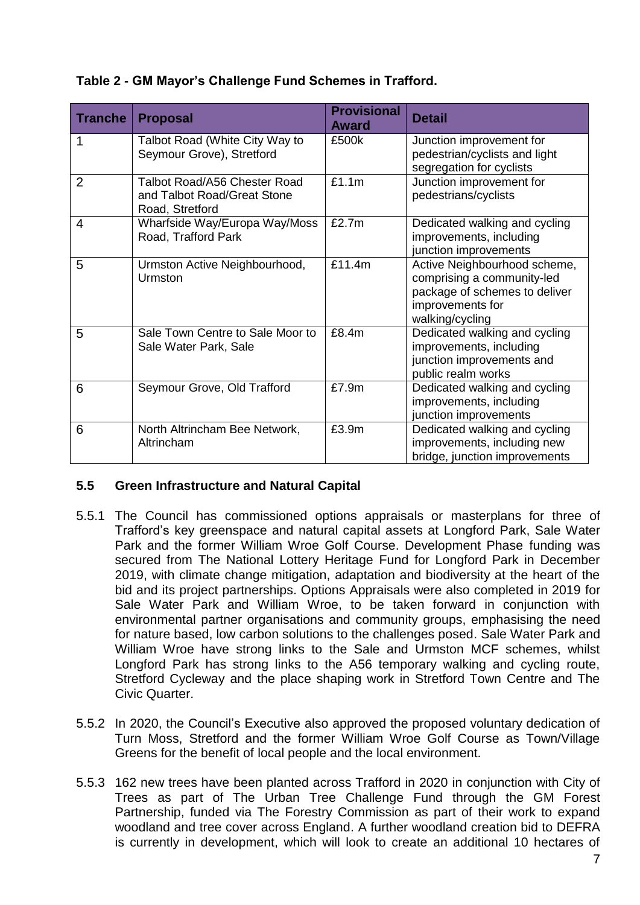**Table 2 - GM Mayor's Challenge Fund Schemes in Trafford.**

| Tranche | Proposal | Provisional Award | Detail |
|---|---|---|---|
| 1 | Talbot Road (White City Way to Seymour Grove), Stretford | £500k | Junction improvement for pedestrian/cyclists and light segregation for cyclists |
| 2 | Talbot Road/A56 Chester Road and Talbot Road/Great Stone Road, Stretford | £1.1m | Junction improvement for pedestrians/cyclists |
| 4 | Wharfside Way/Europa Way/Moss Road, Trafford Park | £2.7m | Dedicated walking and cycling improvements, including junction improvements |
| 5 | Urmston Active Neighbourhood, Urmston | £11.4m | Active Neighbourhood scheme, comprising a community-led package of schemes to deliver improvements for walking/cycling |
| 5 | Sale Town Centre to Sale Moor to Sale Water Park, Sale | £8.4m | Dedicated walking and cycling improvements, including junction improvements and public realm works |
| 6 | Seymour Grove, Old Trafford | £7.9m | Dedicated walking and cycling improvements, including junction improvements |
| 6 | North Altrincham Bee Network, Altrincham | £3.9m | Dedicated walking and cycling improvements, including new bridge, junction improvements |

### 5.5 Green Infrastructure and Natural Capital

5.5.1 The Council has commissioned options appraisals or masterplans for three of Trafford's key greenspace and natural capital assets at Longford Park, Sale Water Park and the former William Wroe Golf Course. Development Phase funding was secured from The National Lottery Heritage Fund for Longford Park in December 2019, with climate change mitigation, adaptation and biodiversity at the heart of the bid and its project partnerships. Options Appraisals were also completed in 2019 for Sale Water Park and William Wroe, to be taken forward in conjunction with environmental partner organisations and community groups, emphasising the need for nature based, low carbon solutions to the challenges posed. Sale Water Park and William Wroe have strong links to the Sale and Urmston MCF schemes, whilst Longford Park has strong links to the A56 temporary walking and cycling route, Stretford Cycleway and the place shaping work in Stretford Town Centre and The Civic Quarter.

5.5.2 In 2020, the Council's Executive also approved the proposed voluntary dedication of Turn Moss, Stretford and the former William Wroe Golf Course as Town/Village Greens for the benefit of local people and the local environment.

5.5.3 162 new trees have been planted across Trafford in 2020 in conjunction with City of Trees as part of The Urban Tree Challenge Fund through the GM Forest Partnership, funded via The Forestry Commission as part of their work to expand woodland and tree cover across England. A further woodland creation bid to DEFRA is currently in development, which will look to create an additional 10 hectares of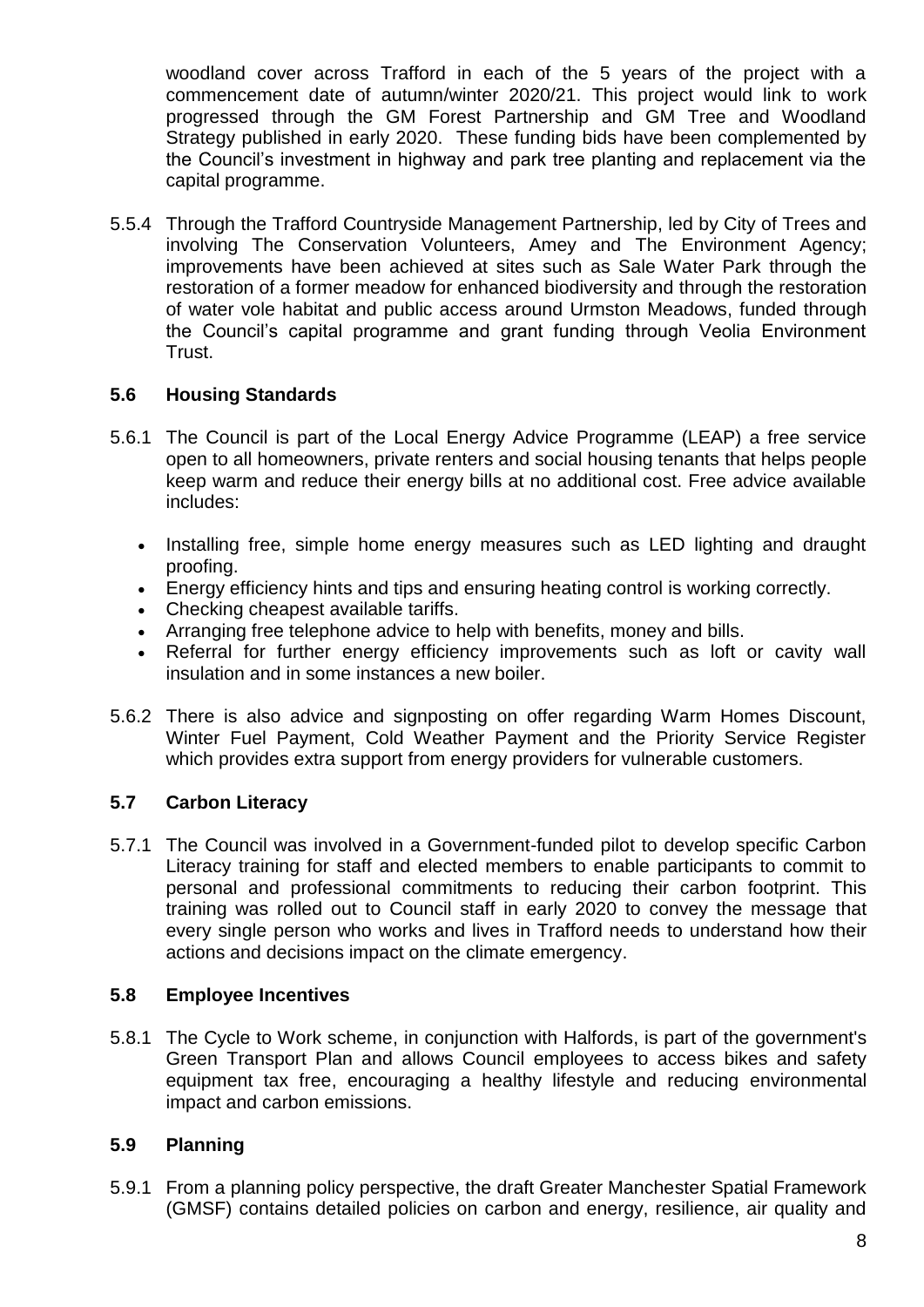woodland cover across Trafford in each of the 5 years of the project with a commencement date of autumn/winter 2020/21. This project would link to work progressed through the GM Forest Partnership and GM Tree and Woodland Strategy published in early 2020. These funding bids have been complemented by the Council's investment in highway and park tree planting and replacement via the capital programme.

5.5.4 Through the Trafford Countryside Management Partnership, led by City of Trees and involving The Conservation Volunteers, Amey and The Environment Agency; improvements have been achieved at sites such as Sale Water Park through the restoration of a former meadow for enhanced biodiversity and through the restoration of water vole habitat and public access around Urmston Meadows, funded through the Council's capital programme and grant funding through Veolia Environment Trust.

### 5.6 Housing Standards

5.6.1 The Council is part of the Local Energy Advice Programme (LEAP) a free service open to all homeowners, private renters and social housing tenants that helps people keep warm and reduce their energy bills at no additional cost. Free advice available includes:

- Installing free, simple home energy measures such as LED lighting and draught proofing.
- Energy efficiency hints and tips and ensuring heating control is working correctly.
- Checking cheapest available tariffs.
- Arranging free telephone advice to help with benefits, money and bills.
- Referral for further energy efficiency improvements such as loft or cavity wall insulation and in some instances a new boiler.

5.6.2 There is also advice and signposting on offer regarding Warm Homes Discount, Winter Fuel Payment, Cold Weather Payment and the Priority Service Register which provides extra support from energy providers for vulnerable customers.

### 5.7 Carbon Literacy

5.7.1 The Council was involved in a Government-funded pilot to develop specific Carbon Literacy training for staff and elected members to enable participants to commit to personal and professional commitments to reducing their carbon footprint. This training was rolled out to Council staff in early 2020 to convey the message that every single person who works and lives in Trafford needs to understand how their actions and decisions impact on the climate emergency.

### 5.8 Employee Incentives

5.8.1 The Cycle to Work scheme, in conjunction with Halfords, is part of the government's Green Transport Plan and allows Council employees to access bikes and safety equipment tax free, encouraging a healthy lifestyle and reducing environmental impact and carbon emissions.

### 5.9 Planning

5.9.1 From a planning policy perspective, the draft Greater Manchester Spatial Framework (GMSF) contains detailed policies on carbon and energy, resilience, air quality and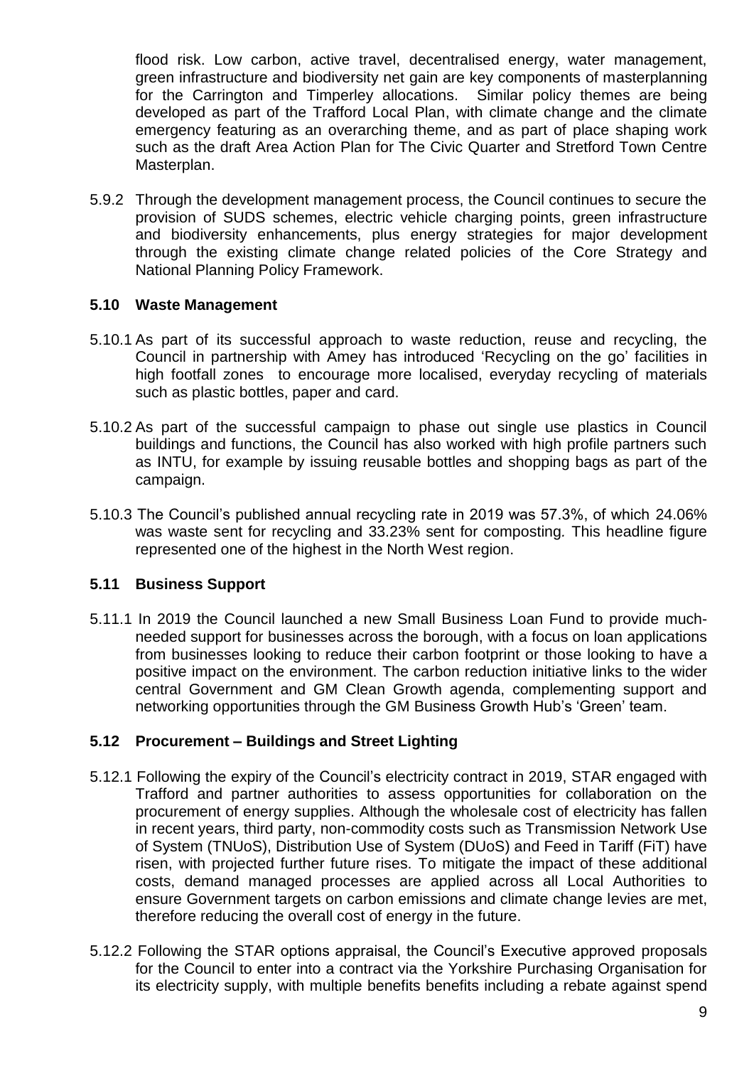flood risk. Low carbon, active travel, decentralised energy, water management, green infrastructure and biodiversity net gain are key components of masterplanning for the Carrington and Timperley allocations. Similar policy themes are being developed as part of the Trafford Local Plan, with climate change and the climate emergency featuring as an overarching theme, and as part of place shaping work such as the draft Area Action Plan for The Civic Quarter and Stretford Town Centre Masterplan.

5.9.2 Through the development management process, the Council continues to secure the provision of SUDS schemes, electric vehicle charging points, green infrastructure and biodiversity enhancements, plus energy strategies for major development through the existing climate change related policies of the Core Strategy and National Planning Policy Framework.

### 5.10 Waste Management

5.10.1 As part of its successful approach to waste reduction, reuse and recycling, the Council in partnership with Amey has introduced 'Recycling on the go' facilities in high footfall zones to encourage more localised, everyday recycling of materials such as plastic bottles, paper and card.

5.10.2 As part of the successful campaign to phase out single use plastics in Council buildings and functions, the Council has also worked with high profile partners such as INTU, for example by issuing reusable bottles and shopping bags as part of the campaign.

5.10.3 The Council's published annual recycling rate in 2019 was 57.3%, of which 24.06% was waste sent for recycling and 33.23% sent for composting. This headline figure represented one of the highest in the North West region.

### 5.11 Business Support

5.11.1 In 2019 the Council launched a new Small Business Loan Fund to provide much-needed support for businesses across the borough, with a focus on loan applications from businesses looking to reduce their carbon footprint or those looking to have a positive impact on the environment. The carbon reduction initiative links to the wider central Government and GM Clean Growth agenda, complementing support and networking opportunities through the GM Business Growth Hub's 'Green' team.

### 5.12 Procurement – Buildings and Street Lighting

5.12.1 Following the expiry of the Council's electricity contract in 2019, STAR engaged with Trafford and partner authorities to assess opportunities for collaboration on the procurement of energy supplies. Although the wholesale cost of electricity has fallen in recent years, third party, non-commodity costs such as Transmission Network Use of System (TNUoS), Distribution Use of System (DUoS) and Feed in Tariff (FiT) have risen, with projected further future rises. To mitigate the impact of these additional costs, demand managed processes are applied across all Local Authorities to ensure Government targets on carbon emissions and climate change levies are met, therefore reducing the overall cost of energy in the future.

5.12.2 Following the STAR options appraisal, the Council's Executive approved proposals for the Council to enter into a contract via the Yorkshire Purchasing Organisation for its electricity supply, with multiple benefits benefits including a rebate against spend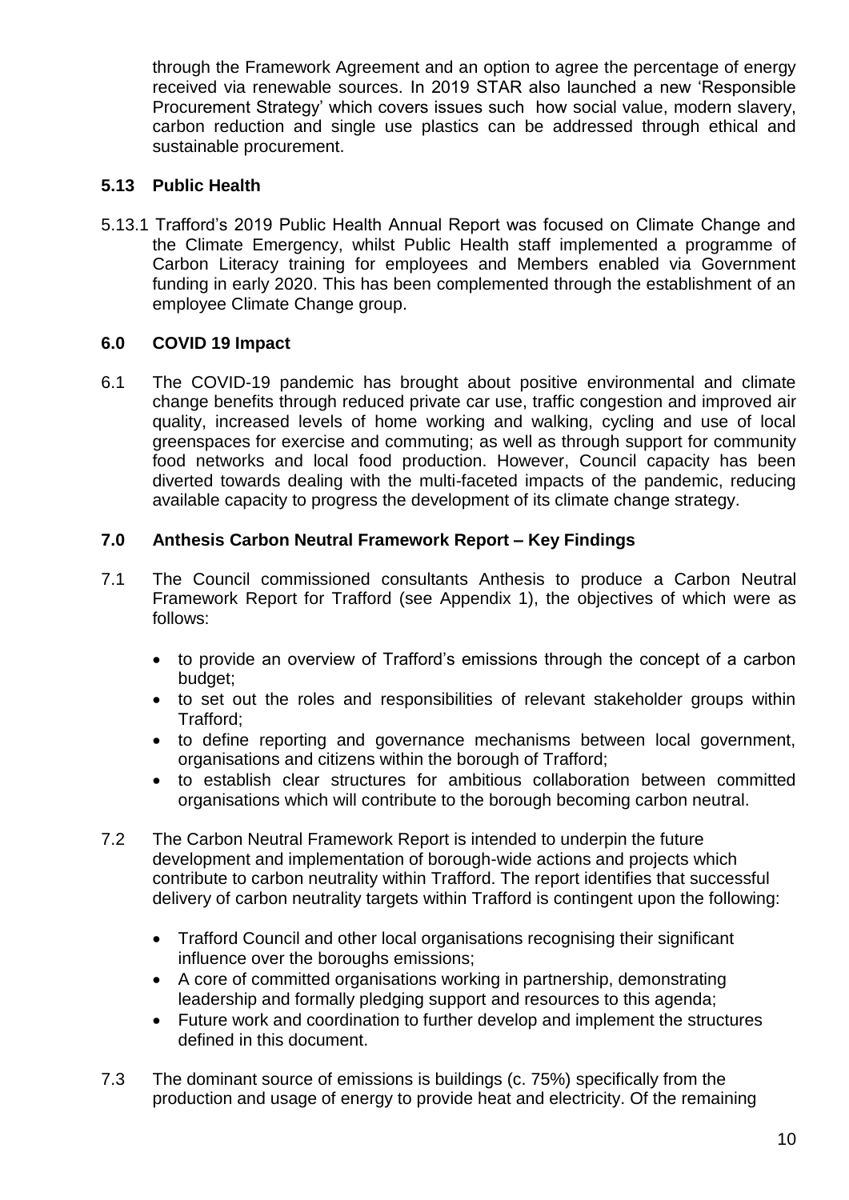through the Framework Agreement and an option to agree the percentage of energy received via renewable sources. In 2019 STAR also launched a new 'Responsible Procurement Strategy' which covers issues such how social value, modern slavery, carbon reduction and single use plastics can be addressed through ethical and sustainable procurement.

### 5.13 Public Health

5.13.1 Trafford's 2019 Public Health Annual Report was focused on Climate Change and the Climate Emergency, whilst Public Health staff implemented a programme of Carbon Literacy training for employees and Members enabled via Government funding in early 2020. This has been complemented through the establishment of an employee Climate Change group.

## 6.0 COVID 19 Impact

6.1 The COVID-19 pandemic has brought about positive environmental and climate change benefits through reduced private car use, traffic congestion and improved air quality, increased levels of home working and walking, cycling and use of local greenspaces for exercise and commuting; as well as through support for community food networks and local food production. However, Council capacity has been diverted towards dealing with the multi-faceted impacts of the pandemic, reducing available capacity to progress the development of its climate change strategy.

## 7.0 Anthesis Carbon Neutral Framework Report – Key Findings

7.1 The Council commissioned consultants Anthesis to produce a Carbon Neutral Framework Report for Trafford (see Appendix 1), the objectives of which were as follows:

- to provide an overview of Trafford's emissions through the concept of a carbon budget;
- to set out the roles and responsibilities of relevant stakeholder groups within Trafford;
- to define reporting and governance mechanisms between local government, organisations and citizens within the borough of Trafford;
- to establish clear structures for ambitious collaboration between committed organisations which will contribute to the borough becoming carbon neutral.

7.2 The Carbon Neutral Framework Report is intended to underpin the future development and implementation of borough-wide actions and projects which contribute to carbon neutrality within Trafford. The report identifies that successful delivery of carbon neutrality targets within Trafford is contingent upon the following:

- Trafford Council and other local organisations recognising their significant influence over the boroughs emissions;
- A core of committed organisations working in partnership, demonstrating leadership and formally pledging support and resources to this agenda;
- Future work and coordination to further develop and implement the structures defined in this document.

7.3 The dominant source of emissions is buildings (c. 75%) specifically from the production and usage of energy to provide heat and electricity. Of the remaining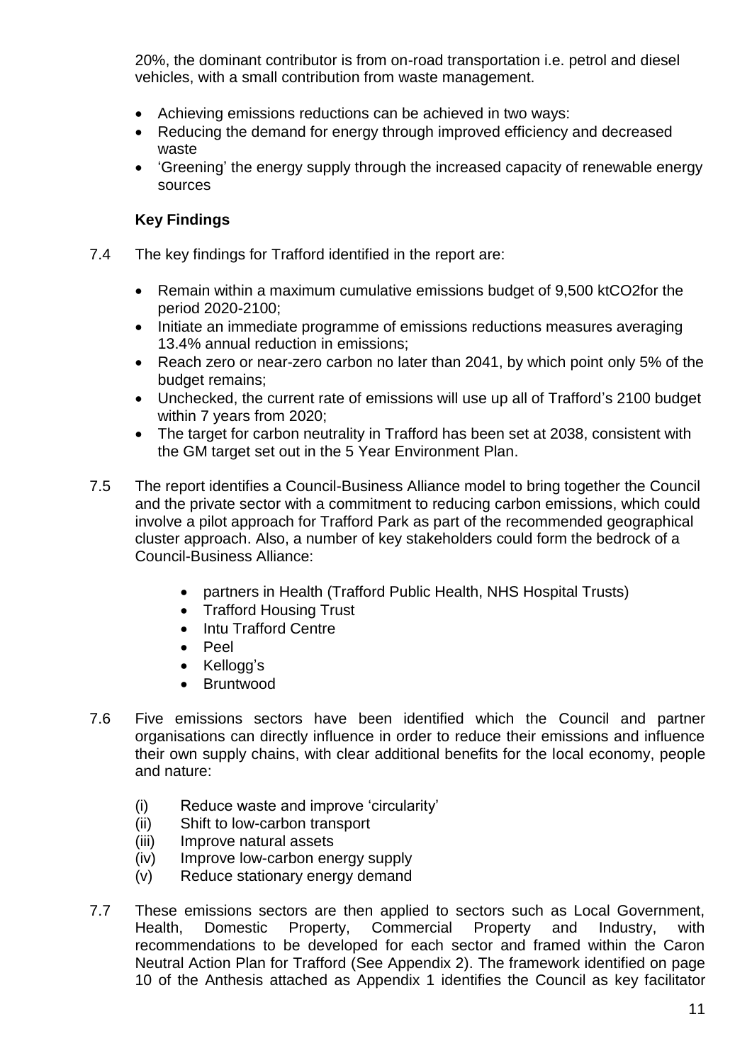20%, the dominant contributor is from on-road transportation i.e. petrol and diesel vehicles, with a small contribution from waste management.

- Achieving emissions reductions can be achieved in two ways:
- Reducing the demand for energy through improved efficiency and decreased waste
- 'Greening' the energy supply through the increased capacity of renewable energy sources

**Key Findings**

7.4 The key findings for Trafford identified in the report are:

- Remain within a maximum cumulative emissions budget of 9,500 ktCO2for the period 2020-2100;
- Initiate an immediate programme of emissions reductions measures averaging 13.4% annual reduction in emissions;
- Reach zero or near-zero carbon no later than 2041, by which point only 5% of the budget remains;
- Unchecked, the current rate of emissions will use up all of Trafford's 2100 budget within 7 years from 2020;
- The target for carbon neutrality in Trafford has been set at 2038, consistent with the GM target set out in the 5 Year Environment Plan.

7.5 The report identifies a Council-Business Alliance model to bring together the Council and the private sector with a commitment to reducing carbon emissions, which could involve a pilot approach for Trafford Park as part of the recommended geographical cluster approach. Also, a number of key stakeholders could form the bedrock of a Council-Business Alliance:

- partners in Health (Trafford Public Health, NHS Hospital Trusts)
- Trafford Housing Trust
- Intu Trafford Centre
- Peel
- Kellogg's
- Bruntwood

7.6 Five emissions sectors have been identified which the Council and partner organisations can directly influence in order to reduce their emissions and influence their own supply chains, with clear additional benefits for the local economy, people and nature:

(i) Reduce waste and improve 'circularity'
(ii) Shift to low-carbon transport
(iii) Improve natural assets
(iv) Improve low-carbon energy supply
(v) Reduce stationary energy demand

7.7 These emissions sectors are then applied to sectors such as Local Government, Health, Domestic Property, Commercial Property and Industry, with recommendations to be developed for each sector and framed within the Caron Neutral Action Plan for Trafford (See Appendix 2). The framework identified on page 10 of the Anthesis attached as Appendix 1 identifies the Council as key facilitator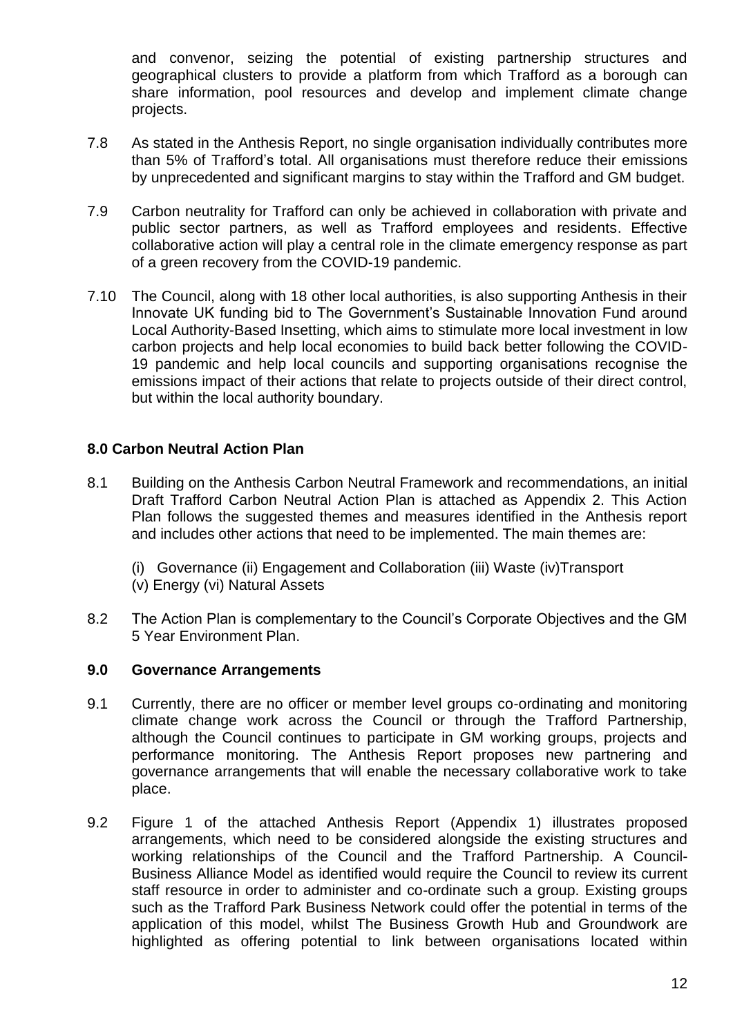and convenor, seizing the potential of existing partnership structures and geographical clusters to provide a platform from which Trafford as a borough can share information, pool resources and develop and implement climate change projects.

7.8 As stated in the Anthesis Report, no single organisation individually contributes more than 5% of Trafford's total. All organisations must therefore reduce their emissions by unprecedented and significant margins to stay within the Trafford and GM budget.

7.9 Carbon neutrality for Trafford can only be achieved in collaboration with private and public sector partners, as well as Trafford employees and residents. Effective collaborative action will play a central role in the climate emergency response as part of a green recovery from the COVID-19 pandemic.

7.10 The Council, along with 18 other local authorities, is also supporting Anthesis in their Innovate UK funding bid to The Government's Sustainable Innovation Fund around Local Authority-Based Insetting, which aims to stimulate more local investment in low carbon projects and help local economies to build back better following the COVID-19 pandemic and help local councils and supporting organisations recognise the emissions impact of their actions that relate to projects outside of their direct control, but within the local authority boundary.

## 8.0 Carbon Neutral Action Plan

8.1 Building on the Anthesis Carbon Neutral Framework and recommendations, an initial Draft Trafford Carbon Neutral Action Plan is attached as Appendix 2. This Action Plan follows the suggested themes and measures identified in the Anthesis report and includes other actions that need to be implemented. The main themes are:

(i) Governance (ii) Engagement and Collaboration (iii) Waste (iv)Transport
(v) Energy (vi) Natural Assets

8.2 The Action Plan is complementary to the Council's Corporate Objectives and the GM 5 Year Environment Plan.

## 9.0 Governance Arrangements

9.1 Currently, there are no officer or member level groups co-ordinating and monitoring climate change work across the Council or through the Trafford Partnership, although the Council continues to participate in GM working groups, projects and performance monitoring. The Anthesis Report proposes new partnering and governance arrangements that will enable the necessary collaborative work to take place.

9.2 Figure 1 of the attached Anthesis Report (Appendix 1) illustrates proposed arrangements, which need to be considered alongside the existing structures and working relationships of the Council and the Trafford Partnership. A Council-Business Alliance Model as identified would require the Council to review its current staff resource in order to administer and co-ordinate such a group. Existing groups such as the Trafford Park Business Network could offer the potential in terms of the application of this model, whilst The Business Growth Hub and Groundwork are highlighted as offering potential to link between organisations located within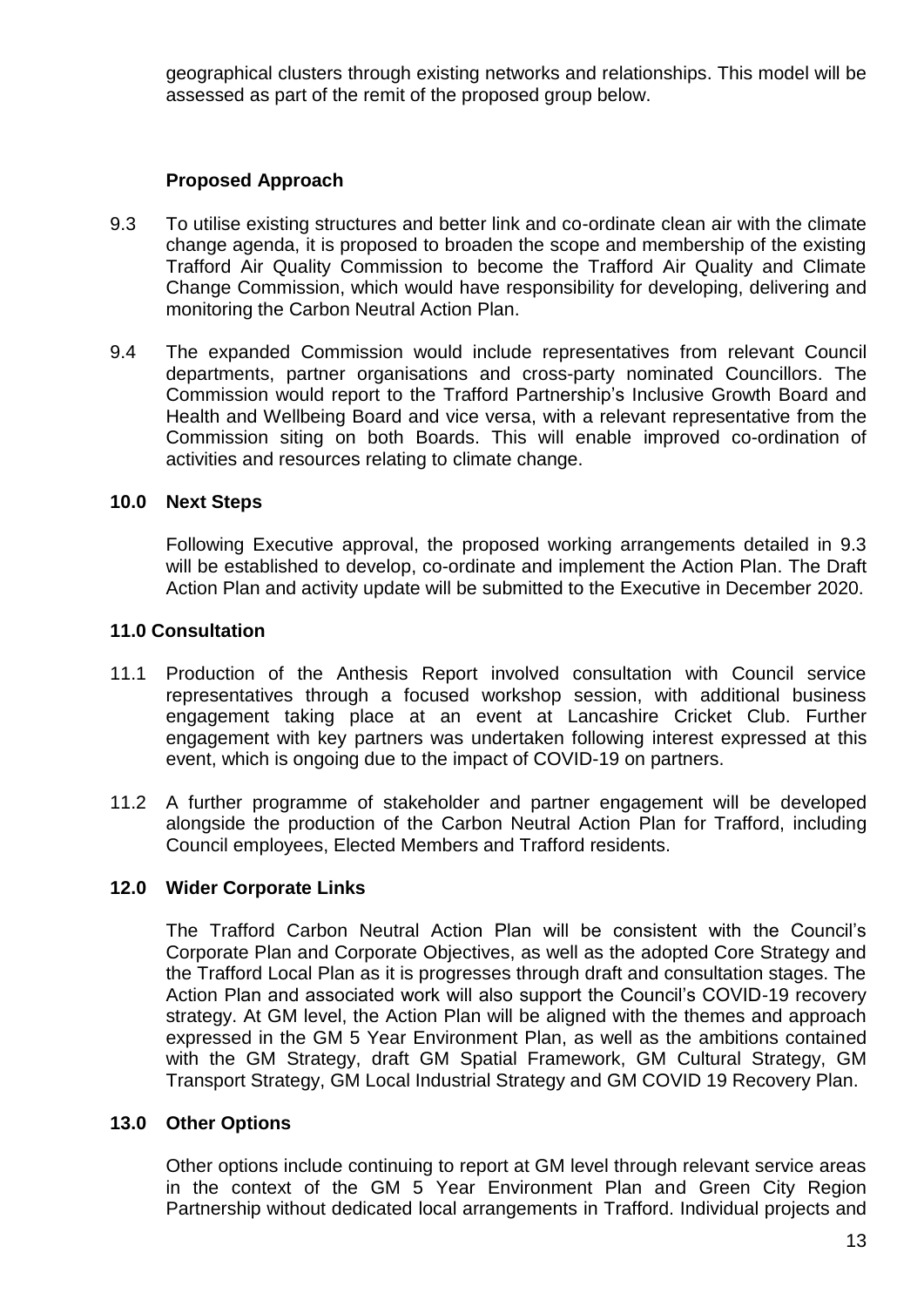geographical clusters through existing networks and relationships. This model will be assessed as part of the remit of the proposed group below.

**Proposed Approach**

9.3 To utilise existing structures and better link and co-ordinate clean air with the climate change agenda, it is proposed to broaden the scope and membership of the existing Trafford Air Quality Commission to become the Trafford Air Quality and Climate Change Commission, which would have responsibility for developing, delivering and monitoring the Carbon Neutral Action Plan.

9.4 The expanded Commission would include representatives from relevant Council departments, partner organisations and cross-party nominated Councillors. The Commission would report to the Trafford Partnership's Inclusive Growth Board and Health and Wellbeing Board and vice versa, with a relevant representative from the Commission siting on both Boards. This will enable improved co-ordination of activities and resources relating to climate change.

## 10.0 Next Steps

Following Executive approval, the proposed working arrangements detailed in 9.3 will be established to develop, co-ordinate and implement the Action Plan. The Draft Action Plan and activity update will be submitted to the Executive in December 2020.

## 11.0 Consultation

11.1 Production of the Anthesis Report involved consultation with Council service representatives through a focused workshop session, with additional business engagement taking place at an event at Lancashire Cricket Club. Further engagement with key partners was undertaken following interest expressed at this event, which is ongoing due to the impact of COVID-19 on partners.

11.2 A further programme of stakeholder and partner engagement will be developed alongside the production of the Carbon Neutral Action Plan for Trafford, including Council employees, Elected Members and Trafford residents.

## 12.0 Wider Corporate Links

The Trafford Carbon Neutral Action Plan will be consistent with the Council's Corporate Plan and Corporate Objectives, as well as the adopted Core Strategy and the Trafford Local Plan as it is progresses through draft and consultation stages. The Action Plan and associated work will also support the Council's COVID-19 recovery strategy. At GM level, the Action Plan will be aligned with the themes and approach expressed in the GM 5 Year Environment Plan, as well as the ambitions contained with the GM Strategy, draft GM Spatial Framework, GM Cultural Strategy, GM Transport Strategy, GM Local Industrial Strategy and GM COVID 19 Recovery Plan.

## 13.0 Other Options

Other options include continuing to report at GM level through relevant service areas in the context of the GM 5 Year Environment Plan and Green City Region Partnership without dedicated local arrangements in Trafford. Individual projects and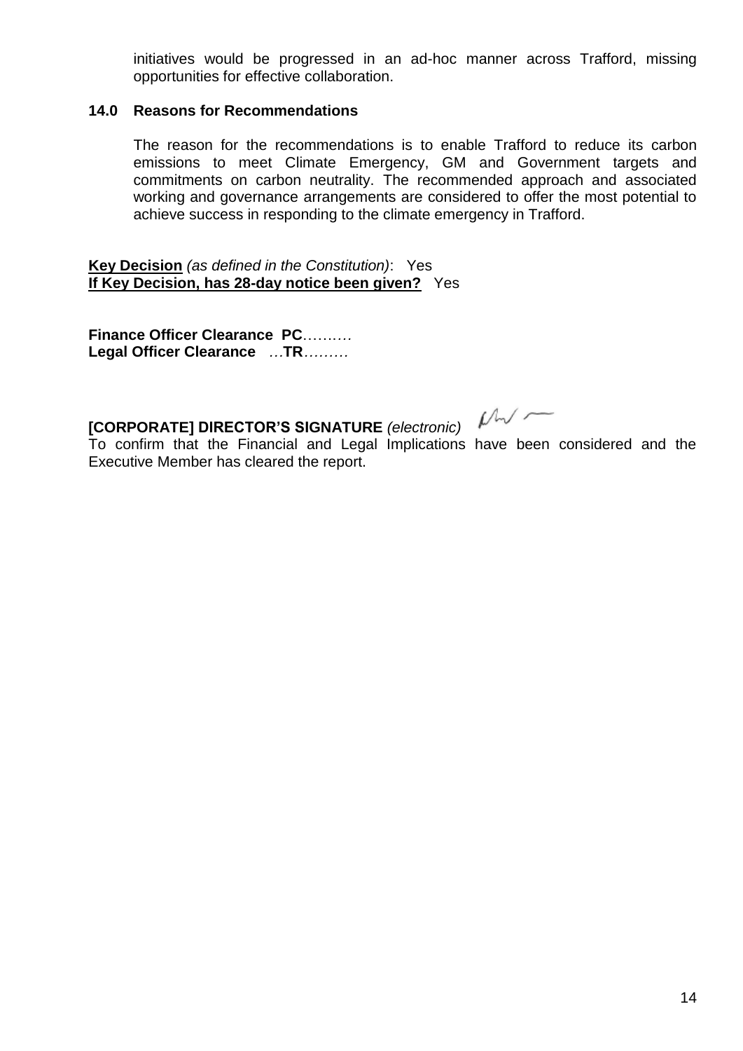initiatives would be progressed in an ad-hoc manner across Trafford, missing opportunities for effective collaboration.

## 14.0 Reasons for Recommendations

The reason for the recommendations is to enable Trafford to reduce its carbon emissions to meet Climate Emergency, GM and Government targets and commitments on carbon neutrality. The recommended approach and associated working and governance arrangements are considered to offer the most potential to achieve success in responding to the climate emergency in Trafford.

**Key Decision** *(as defined in the Constitution)*: Yes
**If Key Decision, has 28-day notice been given?** Yes

**Finance Officer Clearance PC**………
**Legal Officer Clearance** …**TR**………

**[CORPORATE] DIRECTOR'S SIGNATURE** *(electronic)*
To confirm that the Financial and Legal Implications have been considered and the Executive Member has cleared the report.